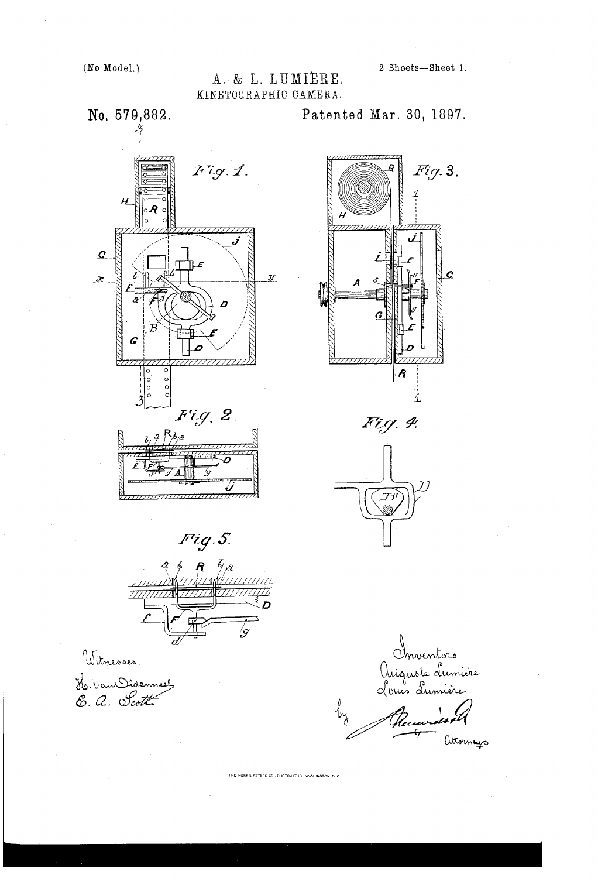(No Model.)

2 Sheets—Sheet 1.

# A. & L. LUMIÈRE.

## KINETOGRAPHIC CAMERA.

No. 579,882.

Patented Mar. 30, 1897.

Fig. 1.

Fig. 2.

Fig. 3.

Fig. 4.

Fig. 5.

Witnesses

H. van Oldenneel

E. A. Scott

Inventors

Auguste Lumière

Louis Lumière

by [signature] Attorneys

THE NORRIS PETERS CO., PHOTO-LITHO., WASHINGTON, D. C.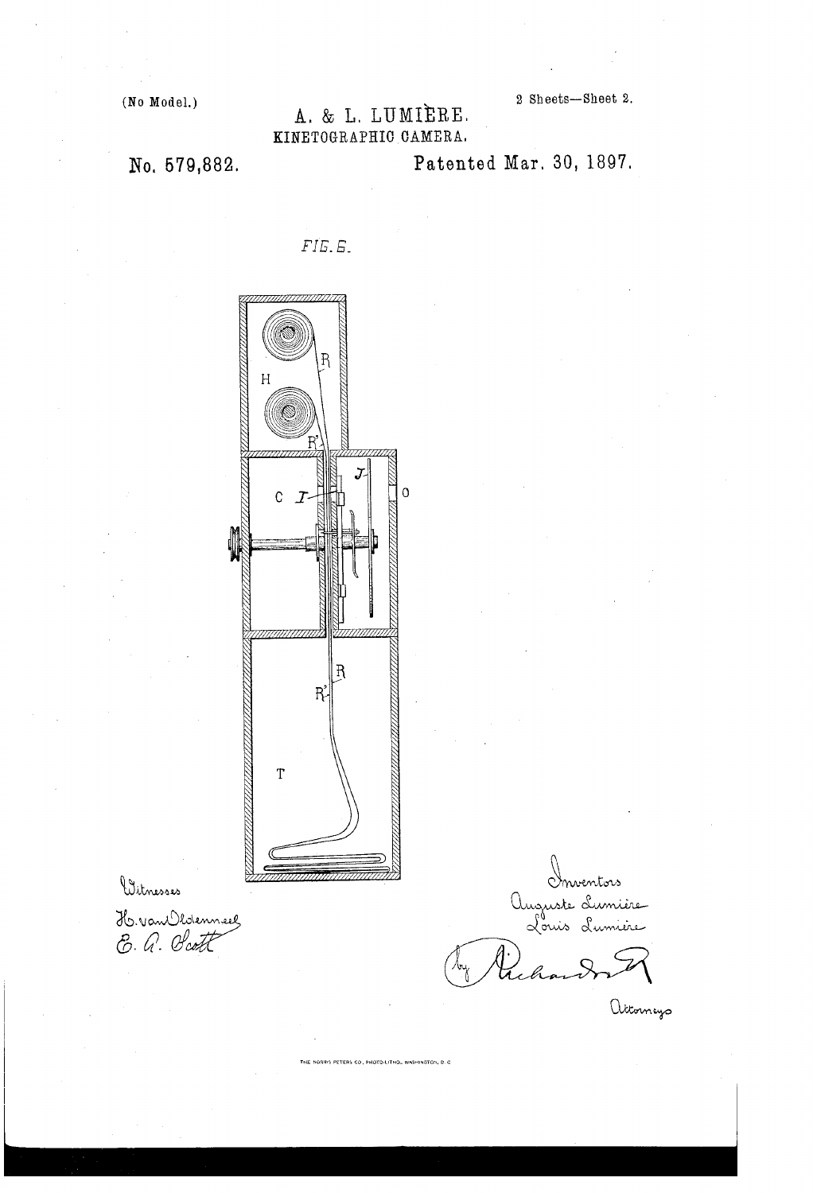(No Model.)

2 Sheets—Sheet 2.

A. & L. LUMIÈRE.

KINETOGRAPHIC CAMERA.

No. 579,882.

Patented Mar. 30, 1897.

FIG. 5.

H

R

R'

C

I

J

O

R

R'

T

Witnesses

H. van Oldenneel

E. A. Scott

Inventors

Auguste Lumière

Louis Lumière

by Richards & Co

Attorneys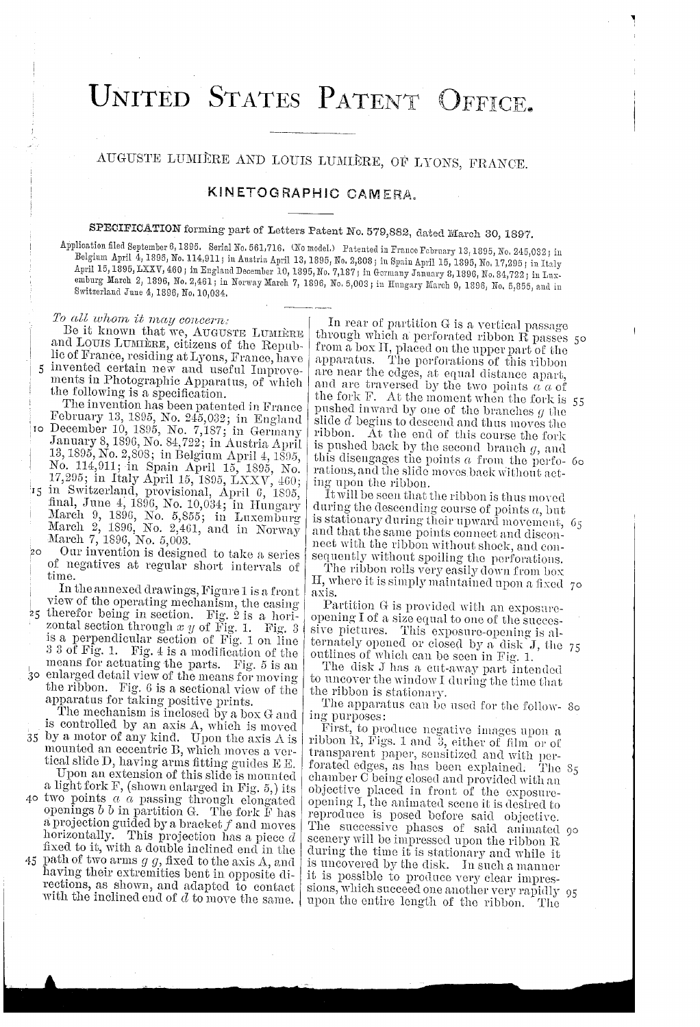# UNITED STATES PATENT OFFICE.

AUGUSTE LUMIÈRE AND LOUIS LUMIÈRE, OF LYONS, FRANCE.

## KINETOGRAPHIC CAMERA.

SPECIFICATION forming part of Letters Patent No. 579,882, dated March 30, 1897.

Application filed September 6, 1895. Serial No. 561,716. (No model.) Patented in France February 13, 1895, No. 245,032; in Belgium April 4, 1895, No. 114,911; in Austria April 13, 1895, No. 2,808; in Spain April 15, 1895, No. 17,295; in Italy April 15, 1895, LXXV, 460; in England December 10, 1895, No. 7,187; in Germany January 8, 1896, No. 84,722; in Luxemburg March 2, 1896, No. 2,461; in Norway March 7, 1896, No. 5,003; in Hungary March 9, 1896, No. 5,855, and in Switzerland June 4, 1896, No. 10,034.

*To all whom it may concern:*

Be it known that we, AUGUSTE LUMIÈRE and LOUIS LUMIÈRE, citizens of the Republic of France, residing at Lyons, France, have invented certain new and useful Improvements in Photographic Apparatus, of which the following is a specification.

The invention has been patented in France February 13, 1895, No. 245,032; in England December 10, 1895, No. 7,187; in Germany January 8, 1896, No. 84,722; in Austria April 13, 1895, No. 2,808; in Belgium April 4, 1895, No. 114,911; in Spain April 15, 1895, No. 17,295; in Italy April 15, 1895, LXXV, 460; in Switzerland, provisional, April 6, 1895, final, June 4, 1896, No. 10,034; in Hungary March 9, 1896, No. 5,855; in Luxemburg March 2, 1896, No. 2,461, and in Norway March 7, 1896, No. 5,003.

Our invention is designed to take a series of negatives at regular short intervals of time.

In the annexed drawings, Figure 1 is a front view of the operating mechanism, the casing therefor being in section. Fig. 2 is a horizontal section through $x$ $y$ of Fig. 1. Fig. 3 is a perpendicular section of Fig. 1 on line 3 3 of Fig. 1. Fig. 4 is a modification of the means for actuating the parts. Fig. 5 is an enlarged detail view of the means for moving the ribbon. Fig. 6 is a sectional view of the apparatus for taking positive prints.

The mechanism is inclosed by a box G and is controlled by an axis A, which is moved by a motor of any kind. Upon the axis A is mounted an eccentric B, which moves a vertical slide D, having arms fitting guides E E.

Upon an extension of this slide is mounted a light fork F, (shown enlarged in Fig. 5,) its two points *a a* passing through elongated openings *b b* in partition G. The fork F has a projection guided by a bracket *f* and moves horizontally. This projection has a piece *d* fixed to it, with a double inclined end in the path of two arms *g g*, fixed to the axis A, and having their extremities bent in opposite directions, as shown, and adapted to contact with the inclined end of *d* to move the same.

In rear of partition G is a vertical passage through which a perforated ribbon R passes from a box H, placed on the upper part of the apparatus. The perforations of this ribbon are near the edges, at equal distance apart, and are traversed by the two points *a a* of the fork F. At the moment when the fork is pushed inward by one of the branches *g* the slide *d* begins to descend and thus moves the ribbon. At the end of this course the fork is pushed back by the second branch *g*, and this disengages the points *a* from the perforations, and the slide moves back without acting upon the ribbon.

It will be seen that the ribbon is thus moved during the descending course of points *a*, but is stationary during their upward movement, and that the same points connect and disconnect with the ribbon without shock, and consequently without spoiling the perforations.

The ribbon rolls very easily down from box H, where it is simply maintained upon a fixed axis.

Partition G is provided with an exposure-opening I of a size equal to one of the successive pictures. This exposure-opening is alternately opened or closed by a disk J, the outlines of which can be seen in Fig. 1.

The disk J has a cut-away part intended to uncover the window I during the time that the ribbon is stationary.

The apparatus can be used for the following purposes:

First, to produce negative images upon a ribbon R, Figs. 1 and 3, either of film or of transparent paper, sensitized and with perforated edges, as has been explained. The chamber C being closed and provided with an objective placed in front of the exposure-opening I, the animated scene it is desired to reproduce is posed before said objective. The successive phases of said animated scenery will be impressed upon the ribbon R during the time it is stationary and while it is uncovered by the disk. In such a manner it is possible to produce very clear impressions, which succeed one another very rapidly upon the entire length of the ribbon. The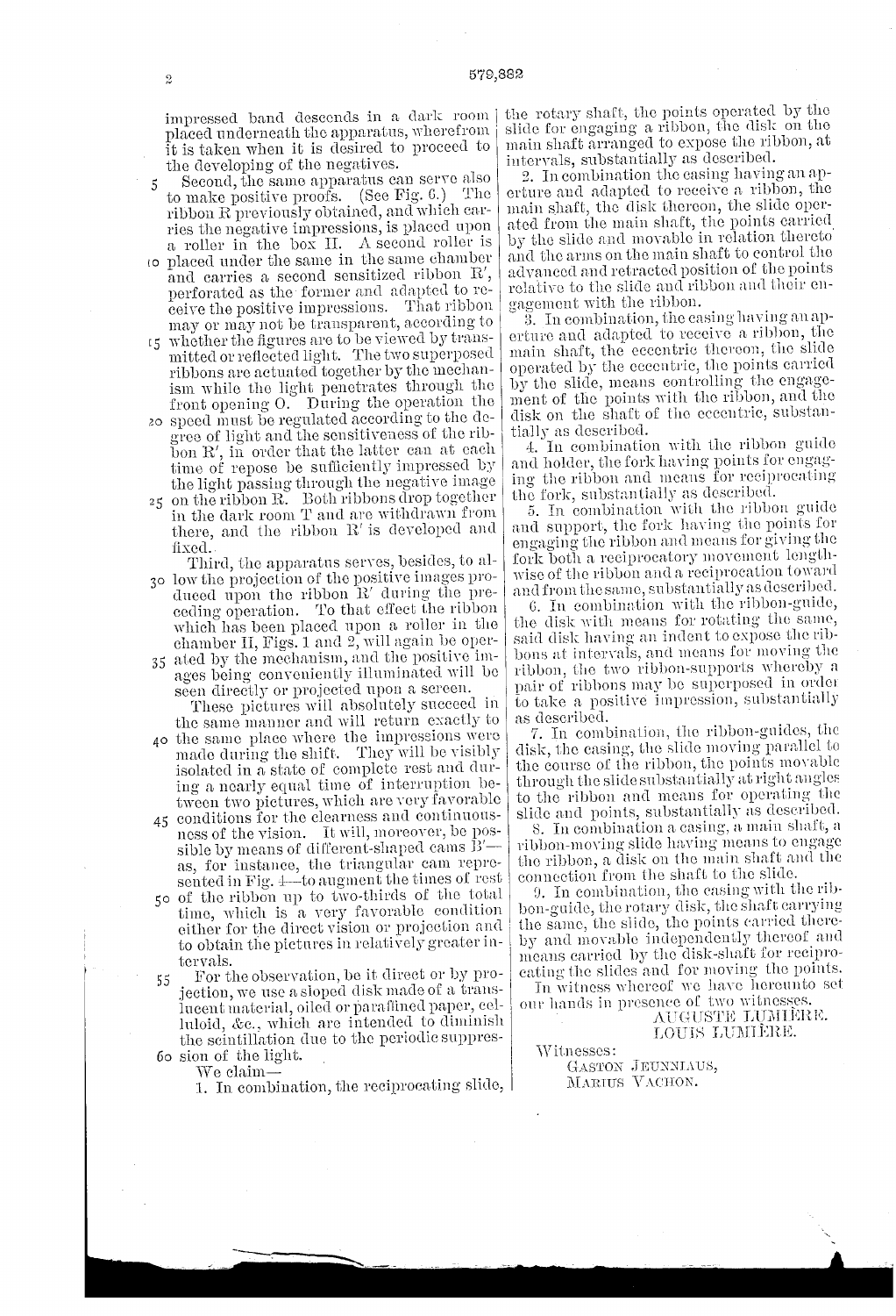impressed band descends in a dark room placed underneath the apparatus, wherefrom it is taken when it is desired to proceed to the developing of the negatives.

Second, the same apparatus can serve also to make positive proofs. (See Fig. 6.) The ribbon R previously obtained, and which carries the negative impressions, is placed upon a roller in the box H. A second roller is placed under the same in the same chamber and carries a second sensitized ribbon R', perforated as the former and adapted to receive the positive impressions. That ribbon may or may not be transparent, according to whether the figures are to be viewed by transmitted or reflected light. The two superposed ribbons are actuated together by the mechanism while the light penetrates through the front opening O. During the operation the speed must be regulated according to the degree of light and the sensitiveness of the ribbon R', in order that the latter can at each time of repose be sufficiently impressed by the light passing through the negative image on the ribbon R. Both ribbons drop together in the dark room T and are withdrawn from there, and the ribbon R' is developed and fixed.

Third, the apparatus serves, besides, to allow the projection of the positive images produced upon the ribbon R' during the preceding operation. To that effect the ribbon which has been placed upon a roller in the chamber H, Figs. 1 and 2, will again be operated by the mechanism, and the positive images being conveniently illuminated will be seen directly or projected upon a screen.

These pictures will absolutely succeed in the same manner and will return exactly to the same place where the impressions were made during the shift. They will be visibly isolated in a state of complete rest and during a nearly equal time of interruption between two pictures, which are very favorable conditions for the clearness and continuousness of the vision. It will, moreover, be possible by means of different-shaped cams B'—as, for instance, the triangular cam represented in Fig. 4—to augment the times of rest of the ribbon up to two-thirds of the total time, which is a very favorable condition either for the direct vision or projection and to obtain the pictures in relatively greater intervals.

For the observation, be it direct or by projection, we use a sloped disk made of a translucent material, oiled or paraffined paper, celluloid, &c., which are intended to diminish the scintillation due to the periodic suppression of the light.

We claim—

1. In combination, the reciprocating slide, the rotary shaft, the points operated by the slide for engaging a ribbon, the disk on the main shaft arranged to expose the ribbon, at intervals, substantially as described.

2. In combination the casing having an aperture and adapted to receive a ribbon, the main shaft, the disk thereon, the slide operated from the main shaft, the points carried by the slide and movable in relation thereto and the arms on the main shaft to control the advanced and retracted position of the points relative to the slide and ribbon and their engagement with the ribbon.

3. In combination, the casing having an aperture and adapted to receive a ribbon, the main shaft, the eccentric thereon, the slide operated by the eccentric, the points carried by the slide, means controlling the engagement of the points with the ribbon, and the disk on the shaft of the eccentric, substantially as described.

4. In combination with the ribbon guide and holder, the fork having points for engaging the ribbon and means for reciprocating the fork, substantially as described.

5. In combination with the ribbon guide and support, the fork having the points for engaging the ribbon and means for giving the fork both a reciprocatory movement lengthwise of the ribbon and a reciprocation toward and from the same, substantially as described.

6. In combination with the ribbon-guide, the disk with means for rotating the same, said disk having an indent to expose the ribbons at intervals, and means for moving the ribbon, the two ribbon-supports whereby a pair of ribbons may be superposed in order to take a positive impression, substantially as described.

7. In combination, the ribbon-guides, the disk, the casing, the slide moving parallel to the course of the ribbon, the points movable through the slide substantially at right angles to the ribbon and means for operating the slide and points, substantially as described.

8. In combination a casing, a main shaft, a ribbon-moving slide having means to engage the ribbon, a disk on the main shaft and the connection from the shaft to the slide.

9. In combination, the casing with the ribbon-guide, the rotary disk, the shaft carrying the same, the slide, the points carried thereby and movable independently thereof and means carried by the disk-shaft for reciprocating the slides and for moving the points.

In witness whereof we have hereunto set our hands in presence of two witnesses.

AUGUSTE LUMIÈRE.
LOUIS LUMIÈRE.

Witnesses:
GASTON JEUNNIAUS,
MARIUS VACHON.